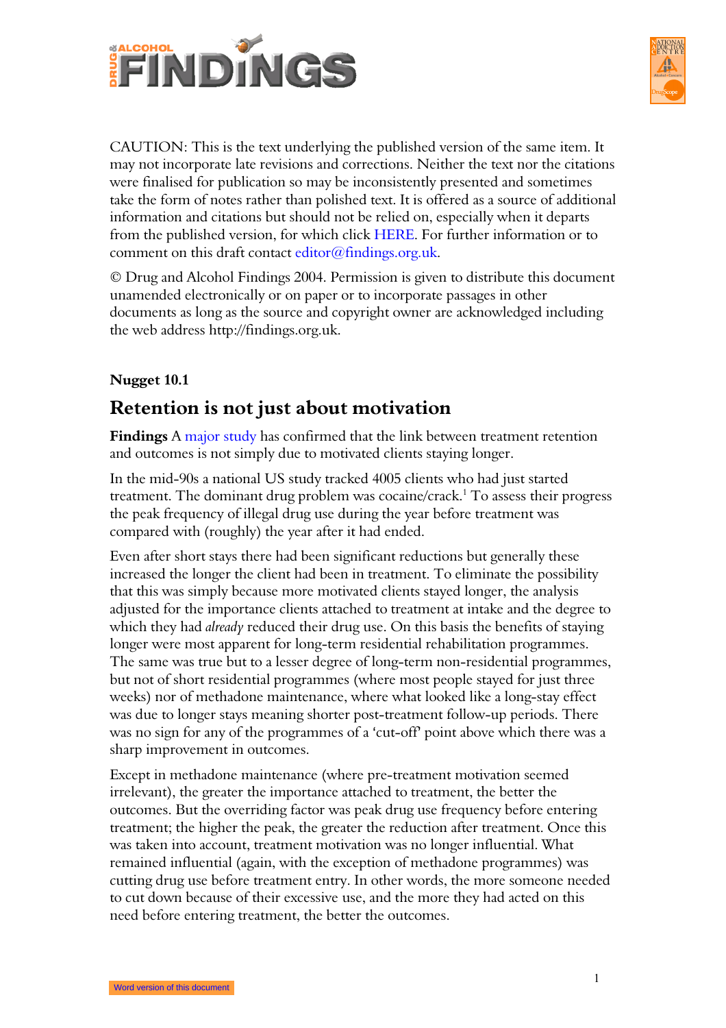CAUTION: This is the text underlying the published version of the same item. It may not incorporate late revisions and corrections. Neither the text nor the citations were finalised for publication so may be inconsistently presented and sometimes take the form of notes rather than polished text. It is offered as a source of additional information and citations but should not be relied on, especially when it departs from the published version, for which click HERE. For further information or to comment on this draft contact editor@findings.org.uk.

© Drug and Alcohol Findings 2004. Permission is given to distribute this document unamended electronically or on paper or to incorporate passages in other documents as long as the source and copyright owner are acknowledged including the web address http://findings.org.uk.

### Nugget 10.1

## Retention is not just about motivation

**Findings** A major study has confirmed that the link between treatment retention and outcomes is not simply due to motivated clients staying longer.

In the mid-90s a national US study tracked 4005 clients who had just started treatment. The dominant drug problem was cocaine/crack.[1] To assess their progress the peak frequency of illegal drug use during the year before treatment was compared with (roughly) the year after it had ended.

Even after short stays there had been significant reductions but generally these increased the longer the client had been in treatment. To eliminate the possibility that this was simply because more motivated clients stayed longer, the analysis adjusted for the importance clients attached to treatment at intake and the degree to which they had *already* reduced their drug use. On this basis the benefits of staying longer were most apparent for long-term residential rehabilitation programmes. The same was true but to a lesser degree of long-term non-residential programmes, but not of short residential programmes (where most people stayed for just three weeks) nor of methadone maintenance, where what looked like a long-stay effect was due to longer stays meaning shorter post-treatment follow-up periods. There was no sign for any of the programmes of a 'cut-off' point above which there was a sharp improvement in outcomes.

Except in methadone maintenance (where pre-treatment motivation seemed irrelevant), the greater the importance attached to treatment, the better the outcomes. But the overriding factor was peak drug use frequency before entering treatment; the higher the peak, the greater the reduction after treatment. Once this was taken into account, treatment motivation was no longer influential. What remained influential (again, with the exception of methadone programmes) was cutting drug use before treatment entry. In other words, the more someone needed to cut down because of their excessive use, and the more they had acted on this need before entering treatment, the better the outcomes.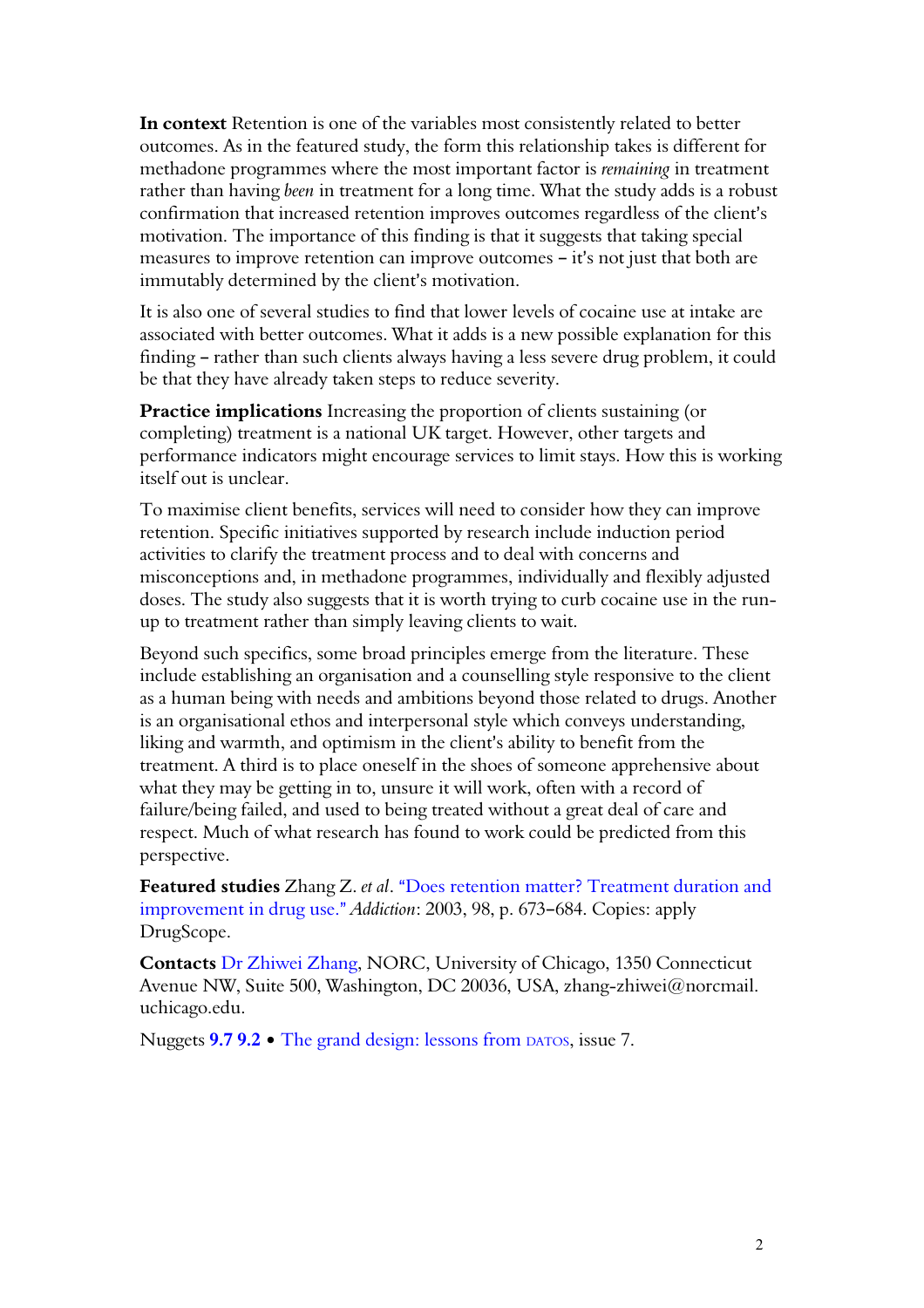**In context** Retention is one of the variables most consistently related to better outcomes. As in the featured study, the form this relationship takes is different for methadone programmes where the most important factor is *remaining* in treatment rather than having *been* in treatment for a long time. What the study adds is a robust confirmation that increased retention improves outcomes regardless of the client's motivation. The importance of this finding is that it suggests that taking special measures to improve retention can improve outcomes – it's not just that both are immutably determined by the client's motivation.

It is also one of several studies to find that lower levels of cocaine use at intake are associated with better outcomes. What it adds is a new possible explanation for this finding – rather than such clients always having a less severe drug problem, it could be that they have already taken steps to reduce severity.

**Practice implications** Increasing the proportion of clients sustaining (or completing) treatment is a national UK target. However, other targets and performance indicators might encourage services to limit stays. How this is working itself out is unclear.

To maximise client benefits, services will need to consider how they can improve retention. Specific initiatives supported by research include induction period activities to clarify the treatment process and to deal with concerns and misconceptions and, in methadone programmes, individually and flexibly adjusted doses. The study also suggests that it is worth trying to curb cocaine use in the run-up to treatment rather than simply leaving clients to wait.

Beyond such specifics, some broad principles emerge from the literature. These include establishing an organisation and a counselling style responsive to the client as a human being with needs and ambitions beyond those related to drugs. Another is an organisational ethos and interpersonal style which conveys understanding, liking and warmth, and optimism in the client's ability to benefit from the treatment. A third is to place oneself in the shoes of someone apprehensive about what they may be getting in to, unsure it will work, often with a record of failure/being failed, and used to being treated without a great deal of care and respect. Much of what research has found to work could be predicted from this perspective.

**Featured studies** Zhang Z. *et al*. "Does retention matter? Treatment duration and improvement in drug use." *Addiction*: 2003, 98, p. 673–684. Copies: apply DrugScope.

**Contacts** Dr Zhiwei Zhang, NORC, University of Chicago, 1350 Connecticut Avenue NW, Suite 500, Washington, DC 20036, USA, zhang-zhiwei@norcmail.uchicago.edu.

Nuggets **9.7 9.2** • The grand design: lessons from DATOS, issue 7.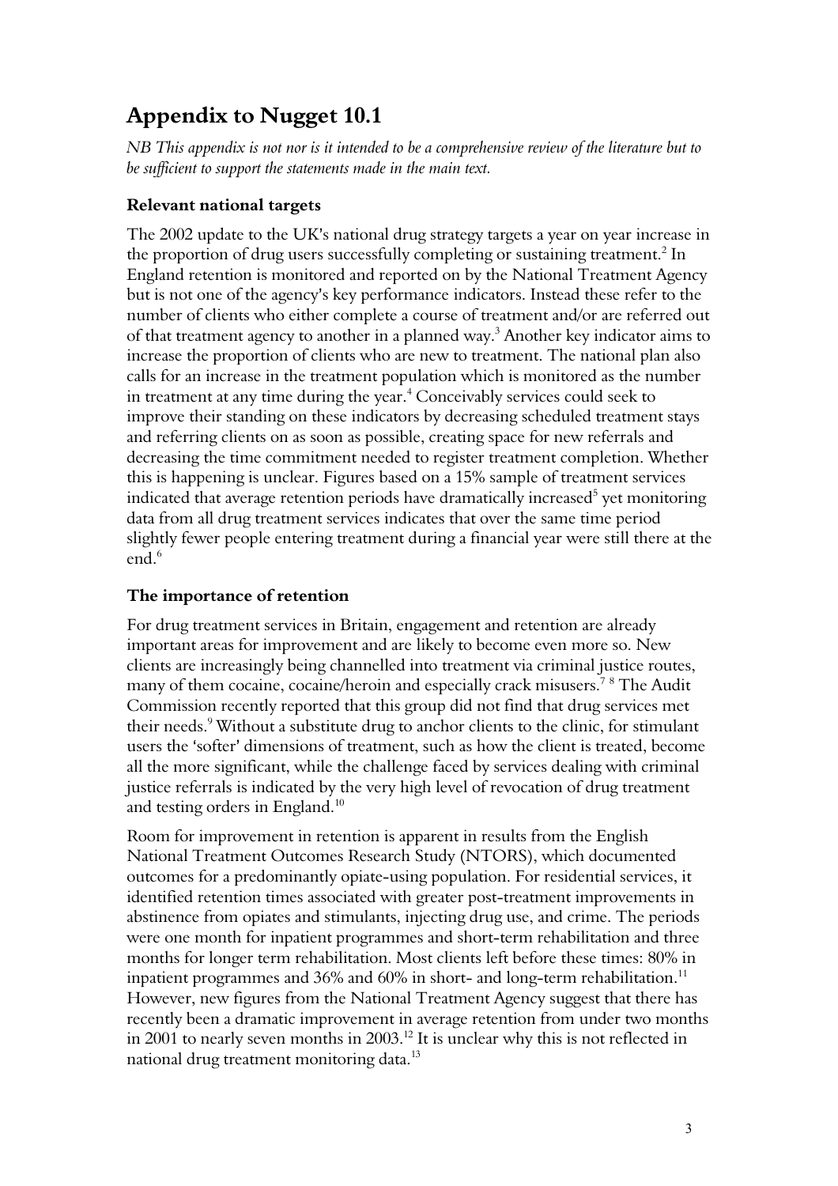# Appendix to Nugget 10.1

*NB This appendix is not nor is it intended to be a comprehensive review of the literature but to be sufficient to support the statements made in the main text.*

### Relevant national targets

The 2002 update to the UK's national drug strategy targets a year on year increase in the proportion of drug users successfully completing or sustaining treatment.[2] In England retention is monitored and reported on by the National Treatment Agency but is not one of the agency's key performance indicators. Instead these refer to the number of clients who either complete a course of treatment and/or are referred out of that treatment agency to another in a planned way.[3] Another key indicator aims to increase the proportion of clients who are new to treatment. The national plan also calls for an increase in the treatment population which is monitored as the number in treatment at any time during the year.[4] Conceivably services could seek to improve their standing on these indicators by decreasing scheduled treatment stays and referring clients on as soon as possible, creating space for new referrals and decreasing the time commitment needed to register treatment completion. Whether this is happening is unclear. Figures based on a 15% sample of treatment services indicated that average retention periods have dramatically increased[5] yet monitoring data from all drug treatment services indicates that over the same time period slightly fewer people entering treatment during a financial year were still there at the end.[6]

### The importance of retention

For drug treatment services in Britain, engagement and retention are already important areas for improvement and are likely to become even more so. New clients are increasingly being channelled into treatment via criminal justice routes, many of them cocaine, cocaine/heroin and especially crack misusers.[7 8] The Audit Commission recently reported that this group did not find that drug services met their needs.[9] Without a substitute drug to anchor clients to the clinic, for stimulant users the 'softer' dimensions of treatment, such as how the client is treated, become all the more significant, while the challenge faced by services dealing with criminal justice referrals is indicated by the very high level of revocation of drug treatment and testing orders in England.[10]

Room for improvement in retention is apparent in results from the English National Treatment Outcomes Research Study (NTORS), which documented outcomes for a predominantly opiate-using population. For residential services, it identified retention times associated with greater post-treatment improvements in abstinence from opiates and stimulants, injecting drug use, and crime. The periods were one month for inpatient programmes and short-term rehabilitation and three months for longer term rehabilitation. Most clients left before these times: 80% in inpatient programmes and 36% and 60% in short- and long-term rehabilitation.[11] However, new figures from the National Treatment Agency suggest that there has recently been a dramatic improvement in average retention from under two months in 2001 to nearly seven months in 2003.[12] It is unclear why this is not reflected in national drug treatment monitoring data.[13]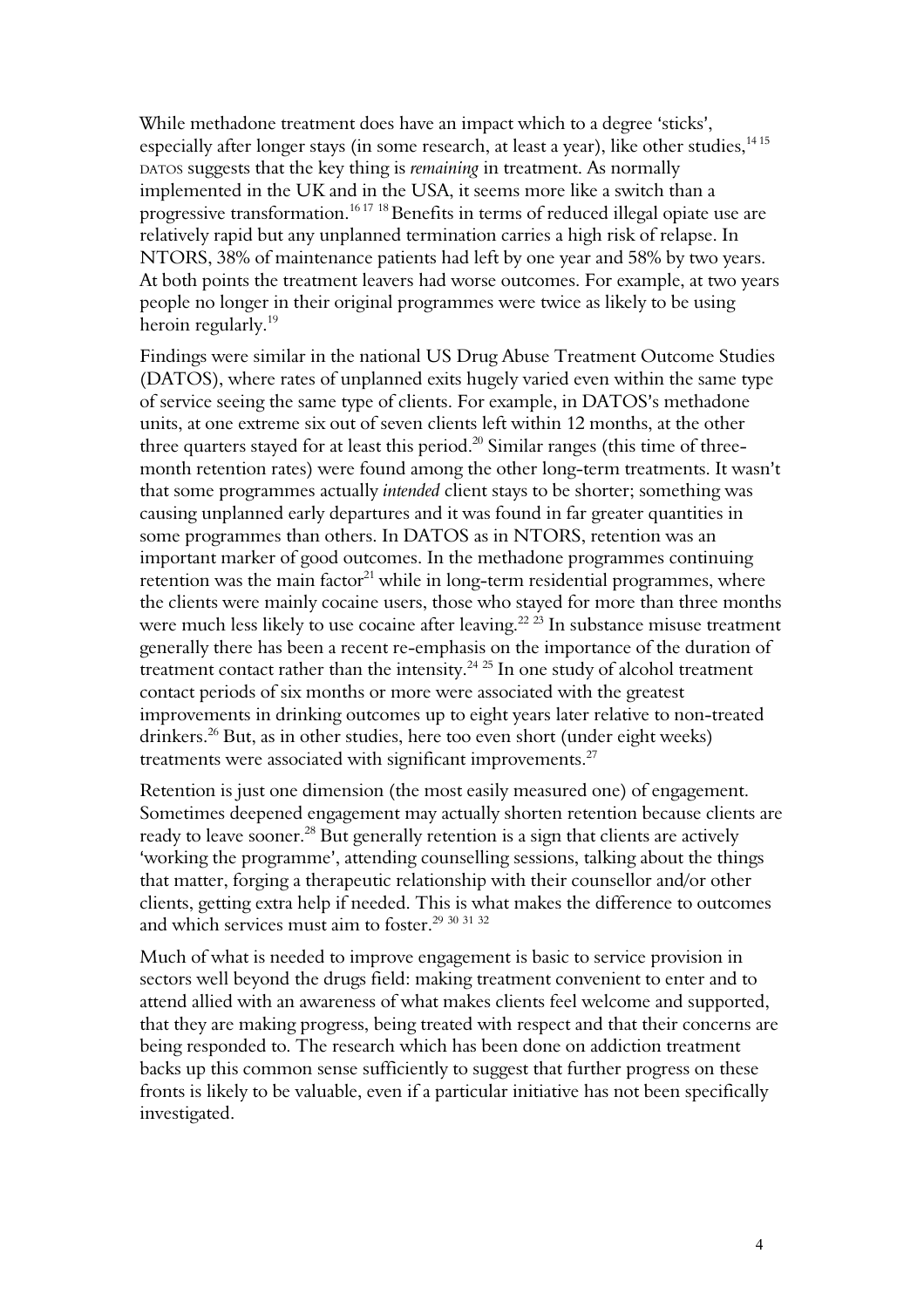While methadone treatment does have an impact which to a degree 'sticks', especially after longer stays (in some research, at least a year), like other studies,[14 15] DATOS suggests that the key thing is *remaining* in treatment. As normally implemented in the UK and in the USA, it seems more like a switch than a progressive transformation.[16 17 18] Benefits in terms of reduced illegal opiate use are relatively rapid but any unplanned termination carries a high risk of relapse. In NTORS, 38% of maintenance patients had left by one year and 58% by two years. At both points the treatment leavers had worse outcomes. For example, at two years people no longer in their original programmes were twice as likely to be using heroin regularly.[19]

Findings were similar in the national US Drug Abuse Treatment Outcome Studies (DATOS), where rates of unplanned exits hugely varied even within the same type of service seeing the same type of clients. For example, in DATOS's methadone units, at one extreme six out of seven clients left within 12 months, at the other three quarters stayed for at least this period.[20] Similar ranges (this time of three-month retention rates) were found among the other long-term treatments. It wasn't that some programmes actually *intended* client stays to be shorter; something was causing unplanned early departures and it was found in far greater quantities in some programmes than others. In DATOS as in NTORS, retention was an important marker of good outcomes. In the methadone programmes continuing retention was the main factor[21] while in long-term residential programmes, where the clients were mainly cocaine users, those who stayed for more than three months were much less likely to use cocaine after leaving.[22 23] In substance misuse treatment generally there has been a recent re-emphasis on the importance of the duration of treatment contact rather than the intensity.[24 25] In one study of alcohol treatment contact periods of six months or more were associated with the greatest improvements in drinking outcomes up to eight years later relative to non-treated drinkers.[26] But, as in other studies, here too even short (under eight weeks) treatments were associated with significant improvements.[27]

Retention is just one dimension (the most easily measured one) of engagement. Sometimes deepened engagement may actually shorten retention because clients are ready to leave sooner.[28] But generally retention is a sign that clients are actively 'working the programme', attending counselling sessions, talking about the things that matter, forging a therapeutic relationship with their counsellor and/or other clients, getting extra help if needed. This is what makes the difference to outcomes and which services must aim to foster.[29 30 31 32]

Much of what is needed to improve engagement is basic to service provision in sectors well beyond the drugs field: making treatment convenient to enter and to attend allied with an awareness of what makes clients feel welcome and supported, that they are making progress, being treated with respect and that their concerns are being responded to. The research which has been done on addiction treatment backs up this common sense sufficiently to suggest that further progress on these fronts is likely to be valuable, even if a particular initiative has not been specifically investigated.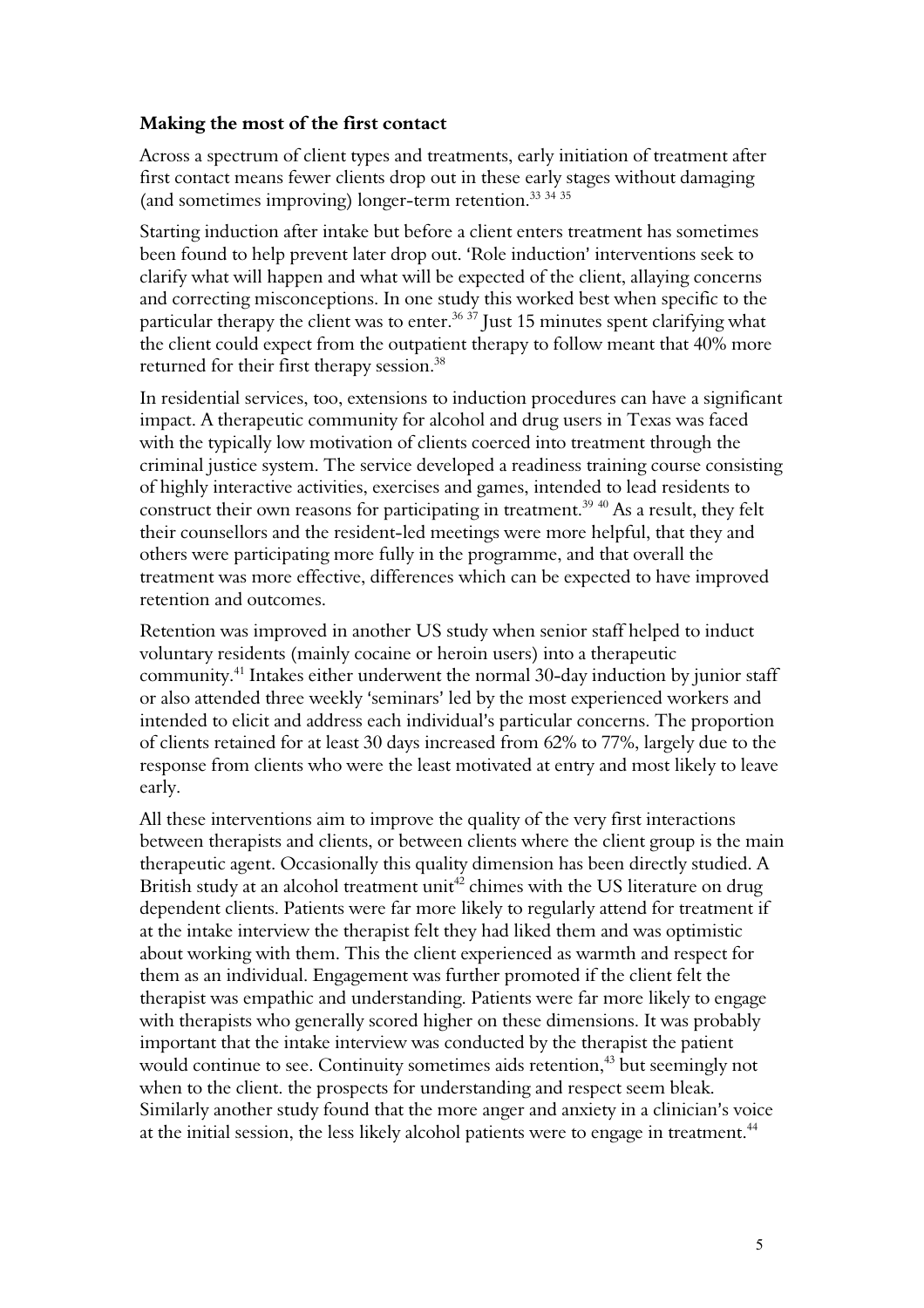**Making the most of the first contact**

Across a spectrum of client types and treatments, early initiation of treatment after first contact means fewer clients drop out in these early stages without damaging (and sometimes improving) longer-term retention.[33 34 35]

Starting induction after intake but before a client enters treatment has sometimes been found to help prevent later drop out. 'Role induction' interventions seek to clarify what will happen and what will be expected of the client, allaying concerns and correcting misconceptions. In one study this worked best when specific to the particular therapy the client was to enter.[36 37] Just 15 minutes spent clarifying what the client could expect from the outpatient therapy to follow meant that 40% more returned for their first therapy session.[38]

In residential services, too, extensions to induction procedures can have a significant impact. A therapeutic community for alcohol and drug users in Texas was faced with the typically low motivation of clients coerced into treatment through the criminal justice system. The service developed a readiness training course consisting of highly interactive activities, exercises and games, intended to lead residents to construct their own reasons for participating in treatment.[39 40] As a result, they felt their counsellors and the resident-led meetings were more helpful, that they and others were participating more fully in the programme, and that overall the treatment was more effective, differences which can be expected to have improved retention and outcomes.

Retention was improved in another US study when senior staff helped to induct voluntary residents (mainly cocaine or heroin users) into a therapeutic community.[41] Intakes either underwent the normal 30-day induction by junior staff or also attended three weekly 'seminars' led by the most experienced workers and intended to elicit and address each individual's particular concerns. The proportion of clients retained for at least 30 days increased from 62% to 77%, largely due to the response from clients who were the least motivated at entry and most likely to leave early.

All these interventions aim to improve the quality of the very first interactions between therapists and clients, or between clients where the client group is the main therapeutic agent. Occasionally this quality dimension has been directly studied. A British study at an alcohol treatment unit[42] chimes with the US literature on drug dependent clients. Patients were far more likely to regularly attend for treatment if at the intake interview the therapist felt they had liked them and was optimistic about working with them. This the client experienced as warmth and respect for them as an individual. Engagement was further promoted if the client felt the therapist was empathic and understanding. Patients were far more likely to engage with therapists who generally scored higher on these dimensions. It was probably important that the intake interview was conducted by the therapist the patient would continue to see. Continuity sometimes aids retention,[43] but seemingly not when to the client. the prospects for understanding and respect seem bleak. Similarly another study found that the more anger and anxiety in a clinician's voice at the initial session, the less likely alcohol patients were to engage in treatment.[44]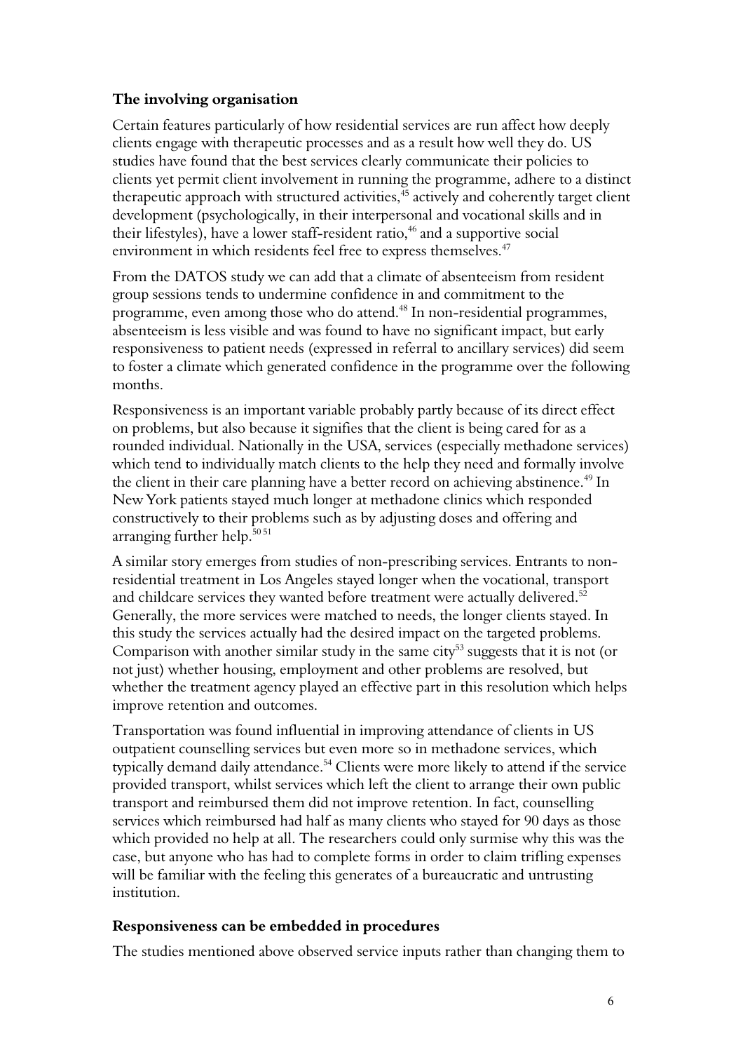### The involving organisation

Certain features particularly of how residential services are run affect how deeply clients engage with therapeutic processes and as a result how well they do. US studies have found that the best services clearly communicate their policies to clients yet permit client involvement in running the programme, adhere to a distinct therapeutic approach with structured activities,[45] actively and coherently target client development (psychologically, in their interpersonal and vocational skills and in their lifestyles), have a lower staff-resident ratio,[46] and a supportive social environment in which residents feel free to express themselves.[47]

From the DATOS study we can add that a climate of absenteeism from resident group sessions tends to undermine confidence in and commitment to the programme, even among those who do attend.[48] In non-residential programmes, absenteeism is less visible and was found to have no significant impact, but early responsiveness to patient needs (expressed in referral to ancillary services) did seem to foster a climate which generated confidence in the programme over the following months.

Responsiveness is an important variable probably partly because of its direct effect on problems, but also because it signifies that the client is being cared for as a rounded individual. Nationally in the USA, services (especially methadone services) which tend to individually match clients to the help they need and formally involve the client in their care planning have a better record on achieving abstinence.[49] In New York patients stayed much longer at methadone clinics which responded constructively to their problems such as by adjusting doses and offering and arranging further help.[50,51]

A similar story emerges from studies of non-prescribing services. Entrants to non-residential treatment in Los Angeles stayed longer when the vocational, transport and childcare services they wanted before treatment were actually delivered.[52] Generally, the more services were matched to needs, the longer clients stayed. In this study the services actually had the desired impact on the targeted problems. Comparison with another similar study in the same city[53] suggests that it is not (or not just) whether housing, employment and other problems are resolved, but whether the treatment agency played an effective part in this resolution which helps improve retention and outcomes.

Transportation was found influential in improving attendance of clients in US outpatient counselling services but even more so in methadone services, which typically demand daily attendance.[54] Clients were more likely to attend if the service provided transport, whilst services which left the client to arrange their own public transport and reimbursed them did not improve retention. In fact, counselling services which reimbursed had half as many clients who stayed for 90 days as those which provided no help at all. The researchers could only surmise why this was the case, but anyone who has had to complete forms in order to claim trifling expenses will be familiar with the feeling this generates of a bureaucratic and untrusting institution.

### Responsiveness can be embedded in procedures

The studies mentioned above observed service inputs rather than changing them to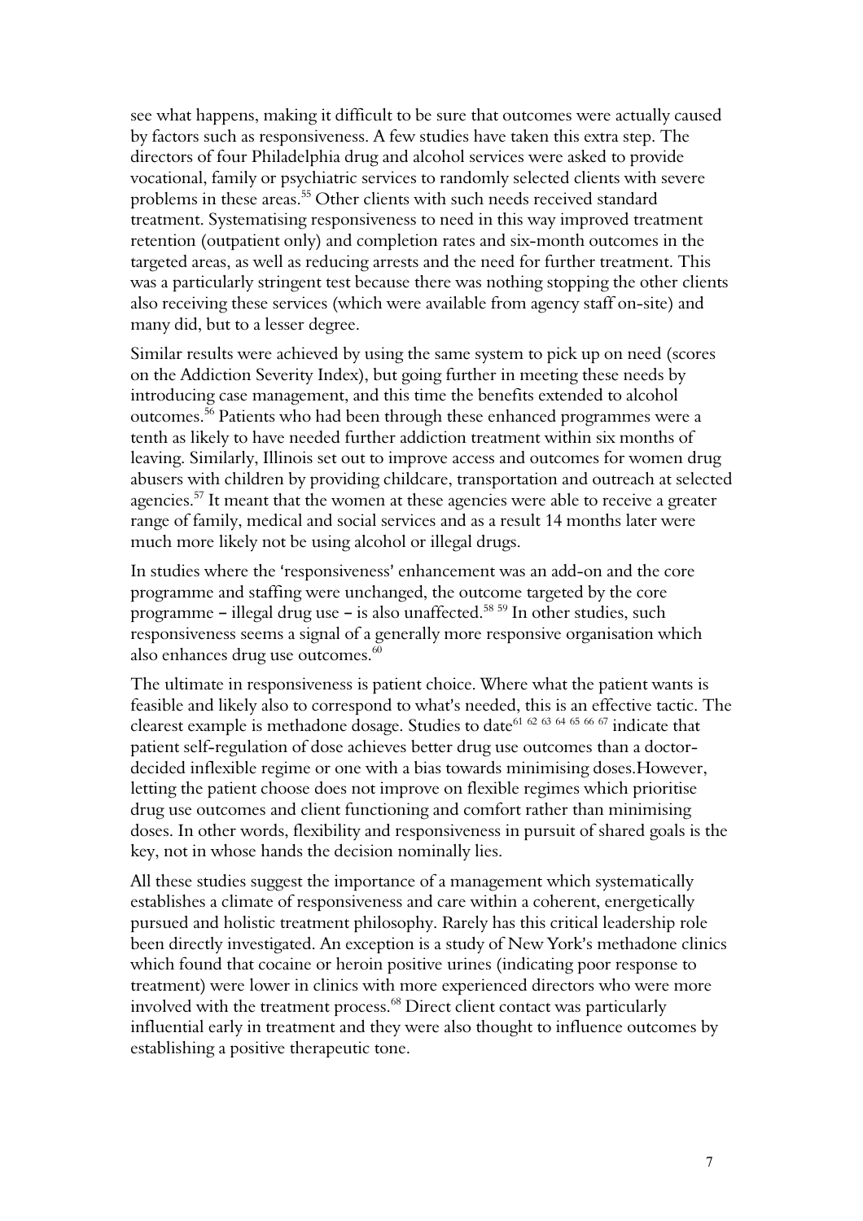see what happens, making it difficult to be sure that outcomes were actually caused by factors such as responsiveness. A few studies have taken this extra step. The directors of four Philadelphia drug and alcohol services were asked to provide vocational, family or psychiatric services to randomly selected clients with severe problems in these areas.[55] Other clients with such needs received standard treatment. Systematising responsiveness to need in this way improved treatment retention (outpatient only) and completion rates and six-month outcomes in the targeted areas, as well as reducing arrests and the need for further treatment. This was a particularly stringent test because there was nothing stopping the other clients also receiving these services (which were available from agency staff on-site) and many did, but to a lesser degree.

Similar results were achieved by using the same system to pick up on need (scores on the Addiction Severity Index), but going further in meeting these needs by introducing case management, and this time the benefits extended to alcohol outcomes.[56] Patients who had been through these enhanced programmes were a tenth as likely to have needed further addiction treatment within six months of leaving. Similarly, Illinois set out to improve access and outcomes for women drug abusers with children by providing childcare, transportation and outreach at selected agencies.[57] It meant that the women at these agencies were able to receive a greater range of family, medical and social services and as a result 14 months later were much more likely not be using alcohol or illegal drugs.

In studies where the 'responsiveness' enhancement was an add-on and the core programme and staffing were unchanged, the outcome targeted by the core programme – illegal drug use – is also unaffected.[58] [59] In other studies, such responsiveness seems a signal of a generally more responsive organisation which also enhances drug use outcomes.[60]

The ultimate in responsiveness is patient choice. Where what the patient wants is feasible and likely also to correspond to what's needed, this is an effective tactic. The clearest example is methadone dosage. Studies to date[61] [62] [63] [64] [65] [66] [67] indicate that patient self-regulation of dose achieves better drug use outcomes than a doctor-decided inflexible regime or one with a bias towards minimising doses.However, letting the patient choose does not improve on flexible regimes which prioritise drug use outcomes and client functioning and comfort rather than minimising doses. In other words, flexibility and responsiveness in pursuit of shared goals is the key, not in whose hands the decision nominally lies.

All these studies suggest the importance of a management which systematically establishes a climate of responsiveness and care within a coherent, energetically pursued and holistic treatment philosophy. Rarely has this critical leadership role been directly investigated. An exception is a study of New York's methadone clinics which found that cocaine or heroin positive urines (indicating poor response to treatment) were lower in clinics with more experienced directors who were more involved with the treatment process.[68] Direct client contact was particularly influential early in treatment and they were also thought to influence outcomes by establishing a positive therapeutic tone.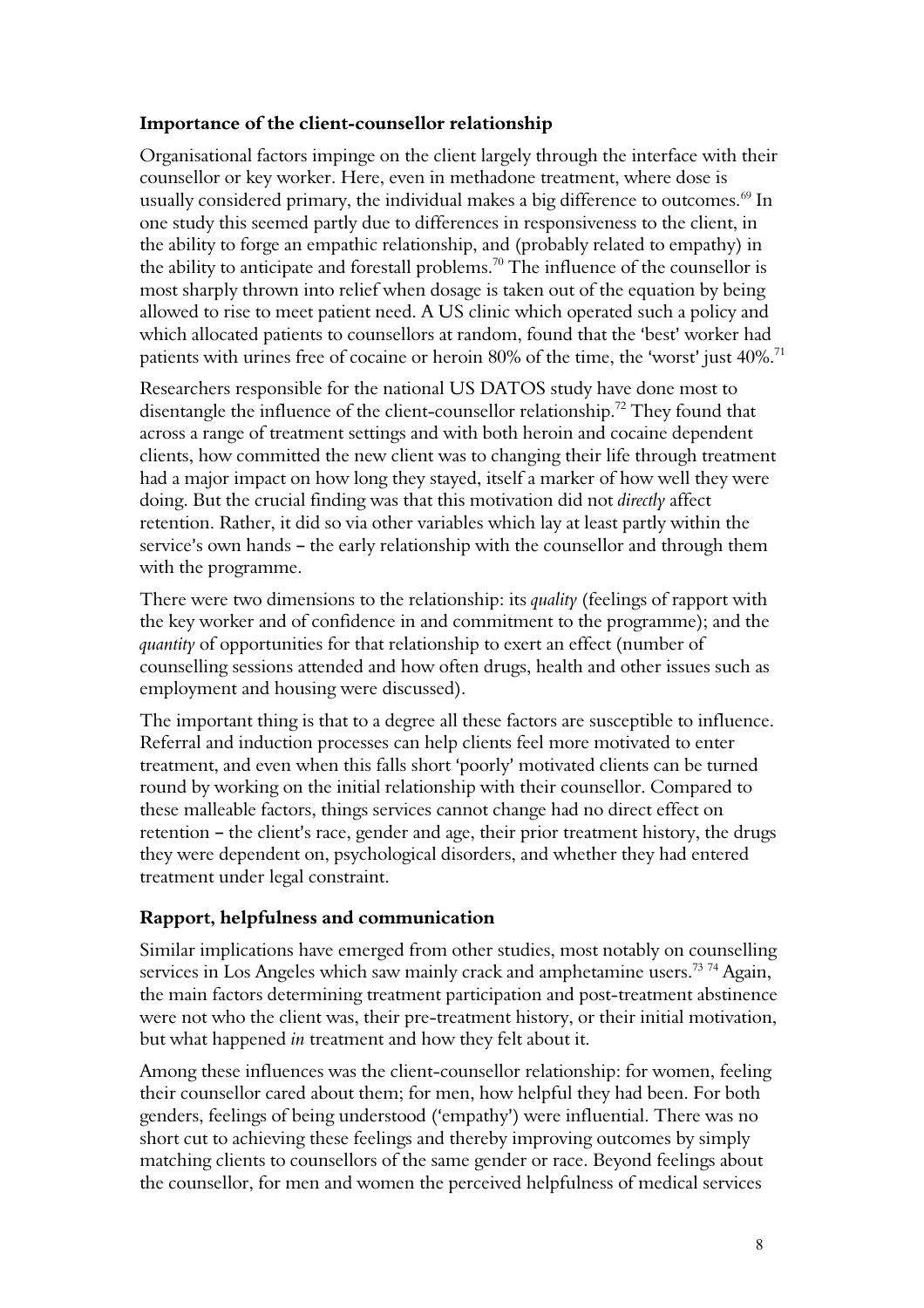### Importance of the client-counsellor relationship

Organisational factors impinge on the client largely through the interface with their counsellor or key worker. Here, even in methadone treatment, where dose is usually considered primary, the individual makes a big difference to outcomes.[69] In one study this seemed partly due to differences in responsiveness to the client, in the ability to forge an empathic relationship, and (probably related to empathy) in the ability to anticipate and forestall problems.[70] The influence of the counsellor is most sharply thrown into relief when dosage is taken out of the equation by being allowed to rise to meet patient need. A US clinic which operated such a policy and which allocated patients to counsellors at random, found that the 'best' worker had patients with urines free of cocaine or heroin 80% of the time, the 'worst' just 40%.[71]

Researchers responsible for the national US DATOS study have done most to disentangle the influence of the client-counsellor relationship.[72] They found that across a range of treatment settings and with both heroin and cocaine dependent clients, how committed the new client was to changing their life through treatment had a major impact on how long they stayed, itself a marker of how well they were doing. But the crucial finding was that this motivation did not *directly* affect retention. Rather, it did so via other variables which lay at least partly within the service's own hands – the early relationship with the counsellor and through them with the programme.

There were two dimensions to the relationship: its *quality* (feelings of rapport with the key worker and of confidence in and commitment to the programme); and the *quantity* of opportunities for that relationship to exert an effect (number of counselling sessions attended and how often drugs, health and other issues such as employment and housing were discussed).

The important thing is that to a degree all these factors are susceptible to influence. Referral and induction processes can help clients feel more motivated to enter treatment, and even when this falls short 'poorly' motivated clients can be turned round by working on the initial relationship with their counsellor. Compared to these malleable factors, things services cannot change had no direct effect on retention – the client's race, gender and age, their prior treatment history, the drugs they were dependent on, psychological disorders, and whether they had entered treatment under legal constraint.

### Rapport, helpfulness and communication

Similar implications have emerged from other studies, most notably on counselling services in Los Angeles which saw mainly crack and amphetamine users.[73,74] Again, the main factors determining treatment participation and post-treatment abstinence were not who the client was, their pre-treatment history, or their initial motivation, but what happened *in* treatment and how they felt about it.

Among these influences was the client-counsellor relationship: for women, feeling their counsellor cared about them; for men, how helpful they had been. For both genders, feelings of being understood ('empathy') were influential. There was no short cut to achieving these feelings and thereby improving outcomes by simply matching clients to counsellors of the same gender or race. Beyond feelings about the counsellor, for men and women the perceived helpfulness of medical services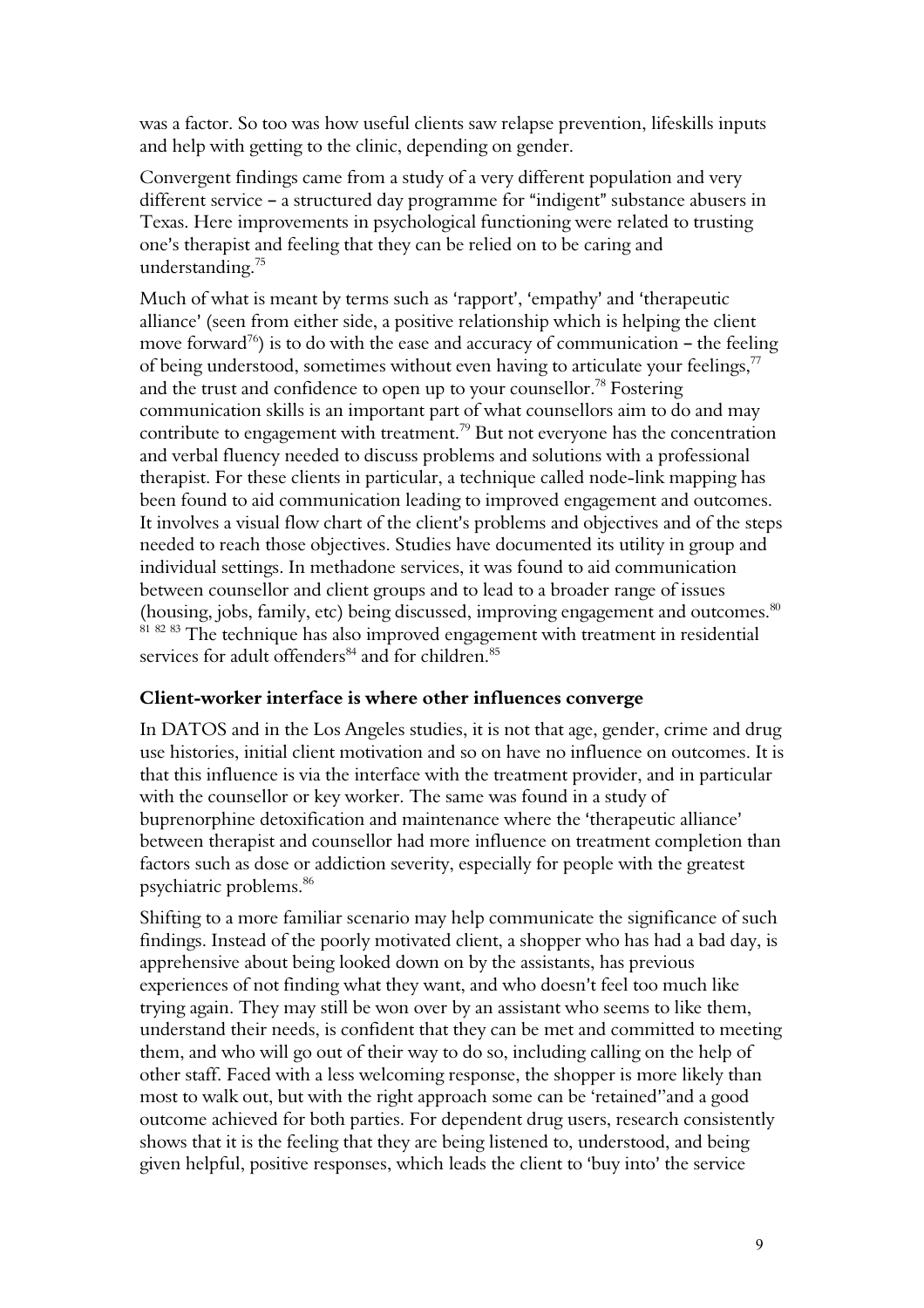was a factor. So too was how useful clients saw relapse prevention, lifeskills inputs and help with getting to the clinic, depending on gender.

Convergent findings came from a study of a very different population and very different service – a structured day programme for "indigent" substance abusers in Texas. Here improvements in psychological functioning were related to trusting one's therapist and feeling that they can be relied on to be caring and understanding.[75]

Much of what is meant by terms such as 'rapport', 'empathy' and 'therapeutic alliance' (seen from either side, a positive relationship which is helping the client move forward[76]) is to do with the ease and accuracy of communication – the feeling of being understood, sometimes without even having to articulate your feelings,[77] and the trust and confidence to open up to your counsellor.[78] Fostering communication skills is an important part of what counsellors aim to do and may contribute to engagement with treatment.[79] But not everyone has the concentration and verbal fluency needed to discuss problems and solutions with a professional therapist. For these clients in particular, a technique called node-link mapping has been found to aid communication leading to improved engagement and outcomes. It involves a visual flow chart of the client's problems and objectives and of the steps needed to reach those objectives. Studies have documented its utility in group and individual settings. In methadone services, it was found to aid communication between counsellor and client groups and to lead to a broader range of issues (housing, jobs, family, etc) being discussed, improving engagement and outcomes.[80] [81] [82] [83] The technique has also improved engagement with treatment in residential services for adult offenders[84] and for children.[85]

## Client-worker interface is where other influences converge

In DATOS and in the Los Angeles studies, it is not that age, gender, crime and drug use histories, initial client motivation and so on have no influence on outcomes. It is that this influence is via the interface with the treatment provider, and in particular with the counsellor or key worker. The same was found in a study of buprenorphine detoxification and maintenance where the 'therapeutic alliance' between therapist and counsellor had more influence on treatment completion than factors such as dose or addiction severity, especially for people with the greatest psychiatric problems.[86]

Shifting to a more familiar scenario may help communicate the significance of such findings. Instead of the poorly motivated client, a shopper who has had a bad day, is apprehensive about being looked down on by the assistants, has previous experiences of not finding what they want, and who doesn't feel too much like trying again. They may still be won over by an assistant who seems to like them, understand their needs, is confident that they can be met and committed to meeting them, and who will go out of their way to do so, including calling on the help of other staff. Faced with a less welcoming response, the shopper is more likely than most to walk out, but with the right approach some can be 'retained'"and a good outcome achieved for both parties. For dependent drug users, research consistently shows that it is the feeling that they are being listened to, understood, and being given helpful, positive responses, which leads the client to 'buy into' the service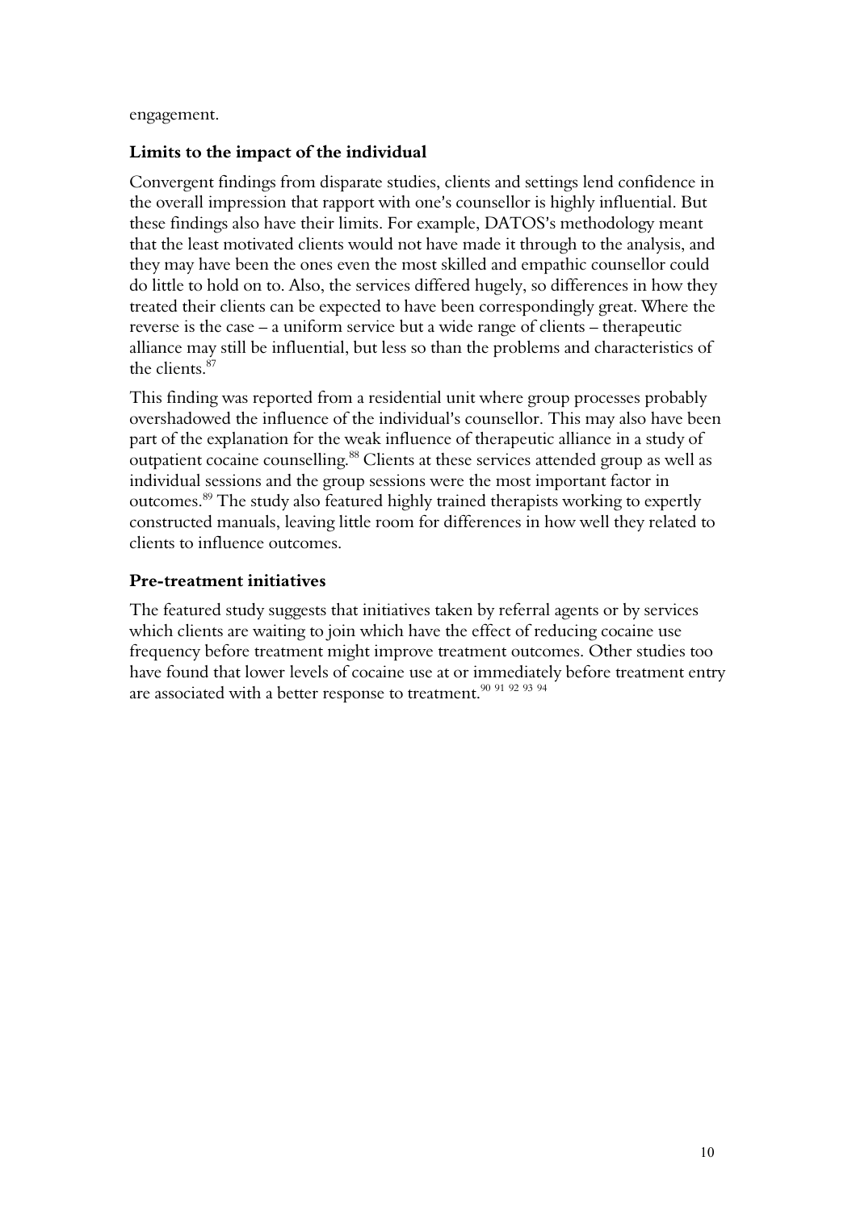engagement.

### Limits to the impact of the individual

Convergent findings from disparate studies, clients and settings lend confidence in the overall impression that rapport with one's counsellor is highly influential. But these findings also have their limits. For example, DATOS's methodology meant that the least motivated clients would not have made it through to the analysis, and they may have been the ones even the most skilled and empathic counsellor could do little to hold on to. Also, the services differed hugely, so differences in how they treated their clients can be expected to have been correspondingly great. Where the reverse is the case – a uniform service but a wide range of clients – therapeutic alliance may still be influential, but less so than the problems and characteristics of the clients.[87]

This finding was reported from a residential unit where group processes probably overshadowed the influence of the individual's counsellor. This may also have been part of the explanation for the weak influence of therapeutic alliance in a study of outpatient cocaine counselling.[88] Clients at these services attended group as well as individual sessions and the group sessions were the most important factor in outcomes.[89] The study also featured highly trained therapists working to expertly constructed manuals, leaving little room for differences in how well they related to clients to influence outcomes.

### Pre-treatment initiatives

The featured study suggests that initiatives taken by referral agents or by services which clients are waiting to join which have the effect of reducing cocaine use frequency before treatment might improve treatment outcomes. Other studies too have found that lower levels of cocaine use at or immediately before treatment entry are associated with a better response to treatment.[90 91 92 93 94]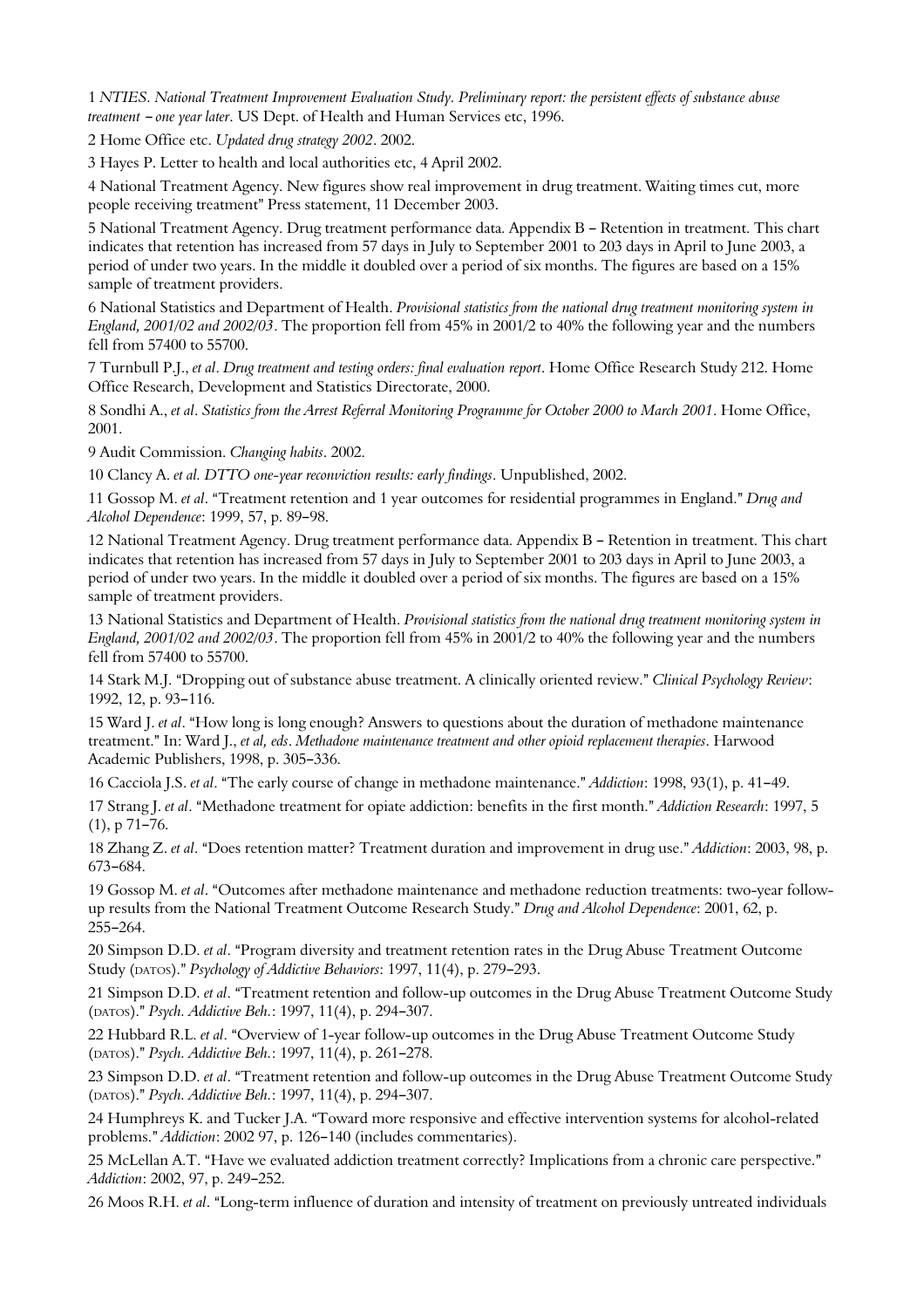1 *NTIES. National Treatment Improvement Evaluation Study. Preliminary report: the persistent effects of substance abuse treatment – one year later*. US Dept. of Health and Human Services etc, 1996.

2 Home Office etc. *Updated drug strategy 2002*. 2002.

3 Hayes P. Letter to health and local authorities etc, 4 April 2002.

4 National Treatment Agency. New figures show real improvement in drug treatment. Waiting times cut, more people receiving treatment" Press statement, 11 December 2003.

5 National Treatment Agency. Drug treatment performance data. Appendix B – Retention in treatment. This chart indicates that retention has increased from 57 days in July to September 2001 to 203 days in April to June 2003, a period of under two years. In the middle it doubled over a period of six months. The figures are based on a 15% sample of treatment providers.

6 National Statistics and Department of Health. *Provisional statistics from the national drug treatment monitoring system in England, 2001/02 and 2002/03*. The proportion fell from 45% in 2001/2 to 40% the following year and the numbers fell from 57400 to 55700.

7 Turnbull P.J., *et al*. *Drug treatment and testing orders: final evaluation report*. Home Office Research Study 212. Home Office Research, Development and Statistics Directorate, 2000.

8 Sondhi A., *et al*. *Statistics from the Arrest Referral Monitoring Programme for October 2000 to March 2001*. Home Office, 2001.

9 Audit Commission. *Changing habits*. 2002.

10 Clancy A. *et al. DTTO one-year reconviction results: early findings*. Unpublished, 2002.

11 Gossop M. *et al*. "Treatment retention and 1 year outcomes for residential programmes in England." *Drug and Alcohol Dependence*: 1999, 57, p. 89–98.

12 National Treatment Agency. Drug treatment performance data. Appendix B – Retention in treatment. This chart indicates that retention has increased from 57 days in July to September 2001 to 203 days in April to June 2003, a period of under two years. In the middle it doubled over a period of six months. The figures are based on a 15% sample of treatment providers.

13 National Statistics and Department of Health. *Provisional statistics from the national drug treatment monitoring system in England, 2001/02 and 2002/03*. The proportion fell from 45% in 2001/2 to 40% the following year and the numbers fell from 57400 to 55700.

14 Stark M.J. "Dropping out of substance abuse treatment. A clinically oriented review." *Clinical Psychology Review*: 1992, 12, p. 93–116.

15 Ward J. *et al*. "How long is long enough? Answers to questions about the duration of methadone maintenance treatment." In: Ward J., *et al, eds*. *Methadone maintenance treatment and other opioid replacement therapies*. Harwood Academic Publishers, 1998, p. 305–336.

16 Cacciola J.S. *et al*. "The early course of change in methadone maintenance." *Addiction*: 1998, 93(1), p. 41–49.

17 Strang J. *et al*. "Methadone treatment for opiate addiction: benefits in the first month." *Addiction Research*: 1997, 5 (1), p 71–76.

18 Zhang Z. *et al*. "Does retention matter? Treatment duration and improvement in drug use." *Addiction*: 2003, 98, p. 673–684.

19 Gossop M. *et al*. "Outcomes after methadone maintenance and methadone reduction treatments: two-year follow-up results from the National Treatment Outcome Research Study." *Drug and Alcohol Dependence*: 2001, 62, p. 255–264.

20 Simpson D.D. *et al*. "Program diversity and treatment retention rates in the Drug Abuse Treatment Outcome Study (DATOS)." *Psychology of Addictive Behaviors*: 1997, 11(4), p. 279–293.

21 Simpson D.D. *et al*. "Treatment retention and follow-up outcomes in the Drug Abuse Treatment Outcome Study (DATOS)." *Psych. Addictive Beh.*: 1997, 11(4), p. 294–307.

22 Hubbard R.L. *et al*. "Overview of 1-year follow-up outcomes in the Drug Abuse Treatment Outcome Study (DATOS)." *Psych. Addictive Beh.*: 1997, 11(4), p. 261–278.

23 Simpson D.D. *et al*. "Treatment retention and follow-up outcomes in the Drug Abuse Treatment Outcome Study (DATOS)." *Psych. Addictive Beh.*: 1997, 11(4), p. 294–307.

24 Humphreys K. and Tucker J.A. "Toward more responsive and effective intervention systems for alcohol-related problems." *Addiction*: 2002 97, p. 126–140 (includes commentaries).

25 McLellan A.T. "Have we evaluated addiction treatment correctly? Implications from a chronic care perspective." *Addiction*: 2002, 97, p. 249–252.

26 Moos R.H. *et al*. "Long-term influence of duration and intensity of treatment on previously untreated individuals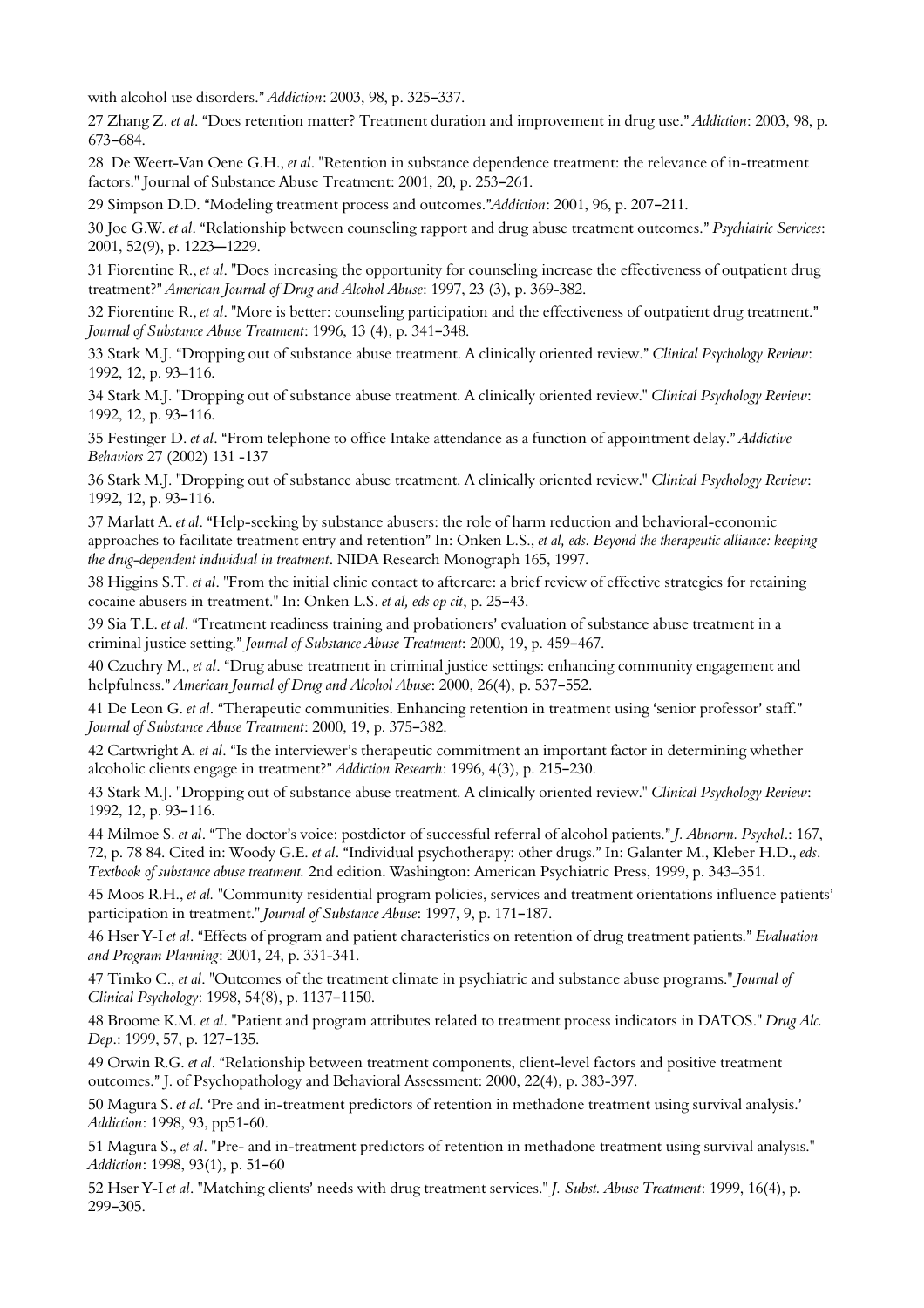with alcohol use disorders." *Addiction*: 2003, 98, p. 325–337.

27 Zhang Z. *et al*. "Does retention matter? Treatment duration and improvement in drug use." *Addiction*: 2003, 98, p. 673–684.

28 De Weert-Van Oene G.H., *et al*. "Retention in substance dependence treatment: the relevance of in-treatment factors." Journal of Substance Abuse Treatment: 2001, 20, p. 253–261.

29 Simpson D.D. "Modeling treatment process and outcomes."*Addiction*: 2001, 96, p. 207–211.

30 Joe G.W. *et al*. "Relationship between counseling rapport and drug abuse treatment outcomes." *Psychiatric Services*: 2001, 52(9), p. 1223—1229.

31 Fiorentine R., *et al*. "Does increasing the opportunity for counseling increase the effectiveness of outpatient drug treatment?" *American Journal of Drug and Alcohol Abuse*: 1997, 23 (3), p. 369-382.

32 Fiorentine R., *et al*. "More is better: counseling participation and the effectiveness of outpatient drug treatment." *Journal of Substance Abuse Treatment*: 1996, 13 (4), p. 341–348.

33 Stark M.J. "Dropping out of substance abuse treatment. A clinically oriented review." *Clinical Psychology Review*: 1992, 12, p. 93–116.

34 Stark M.J. "Dropping out of substance abuse treatment. A clinically oriented review." *Clinical Psychology Review*: 1992, 12, p. 93–116.

35 Festinger D. *et al*. "From telephone to office Intake attendance as a function of appointment delay." *Addictive Behaviors* 27 (2002) 131 -137

36 Stark M.J. "Dropping out of substance abuse treatment. A clinically oriented review." *Clinical Psychology Review*: 1992, 12, p. 93–116.

37 Marlatt A. *et al*. "Help-seeking by substance abusers: the role of harm reduction and behavioral-economic approaches to facilitate treatment entry and retention" In: Onken L.S., *et al, eds. Beyond the therapeutic alliance: keeping the drug-dependent individual in treatment*. NIDA Research Monograph 165, 1997.

38 Higgins S.T. *et al*. "From the initial clinic contact to aftercare: a brief review of effective strategies for retaining cocaine abusers in treatment." In: Onken L.S. *et al, eds op cit*, p. 25–43.

39 Sia T.L. *et al*. "Treatment readiness training and probationers' evaluation of substance abuse treatment in a criminal justice setting." *Journal of Substance Abuse Treatment*: 2000, 19, p. 459–467.

40 Czuchry M., *et al*. "Drug abuse treatment in criminal justice settings: enhancing community engagement and helpfulness." *American Journal of Drug and Alcohol Abuse*: 2000, 26(4), p. 537–552.

41 De Leon G. *et al*. "Therapeutic communities. Enhancing retention in treatment using 'senior professor' staff." *Journal of Substance Abuse Treatment*: 2000, 19, p. 375–382.

42 Cartwright A. *et al*. "Is the interviewer's therapeutic commitment an important factor in determining whether alcoholic clients engage in treatment?" *Addiction Research*: 1996, 4(3), p. 215–230.

43 Stark M.J. "Dropping out of substance abuse treatment. A clinically oriented review." *Clinical Psychology Review*: 1992, 12, p. 93–116.

44 Milmoe S. *et al*. "The doctor's voice: postdictor of successful referral of alcohol patients." *J. Abnorm. Psychol*.: 167, 72, p. 78 84. Cited in: Woody G.E. *et al*. "Individual psychotherapy: other drugs." In: Galanter M., Kleber H.D., *eds*. *Textbook of substance abuse treatment.* 2nd edition. Washington: American Psychiatric Press, 1999, p. 343–351.

45 Moos R.H., *et al.* "Community residential program policies, services and treatment orientations influence patients' participation in treatment." *Journal of Substance Abuse*: 1997, 9, p. 171–187.

46 Hser Y-I *et al*. "Effects of program and patient characteristics on retention of drug treatment patients." *Evaluation and Program Planning*: 2001, 24, p. 331-341.

47 Timko C., *et al*. "Outcomes of the treatment climate in psychiatric and substance abuse programs." *Journal of Clinical Psychology*: 1998, 54(8), p. 1137–1150.

48 Broome K.M. *et al*. "Patient and program attributes related to treatment process indicators in DATOS." *Drug Alc. Dep*.: 1999, 57, p. 127–135.

49 Orwin R.G. *et al*. "Relationship between treatment components, client-level factors and positive treatment outcomes." J. of Psychopathology and Behavioral Assessment: 2000, 22(4), p. 383-397.

50 Magura S. *et al*. 'Pre and in-treatment predictors of retention in methadone treatment using survival analysis.' *Addiction*: 1998, 93, pp51-60.

51 Magura S., *et al*. "Pre- and in-treatment predictors of retention in methadone treatment using survival analysis." *Addiction*: 1998, 93(1), p. 51–60

52 Hser Y-I *et al*. "Matching clients' needs with drug treatment services." *J. Subst. Abuse Treatment*: 1999, 16(4), p. 299–305.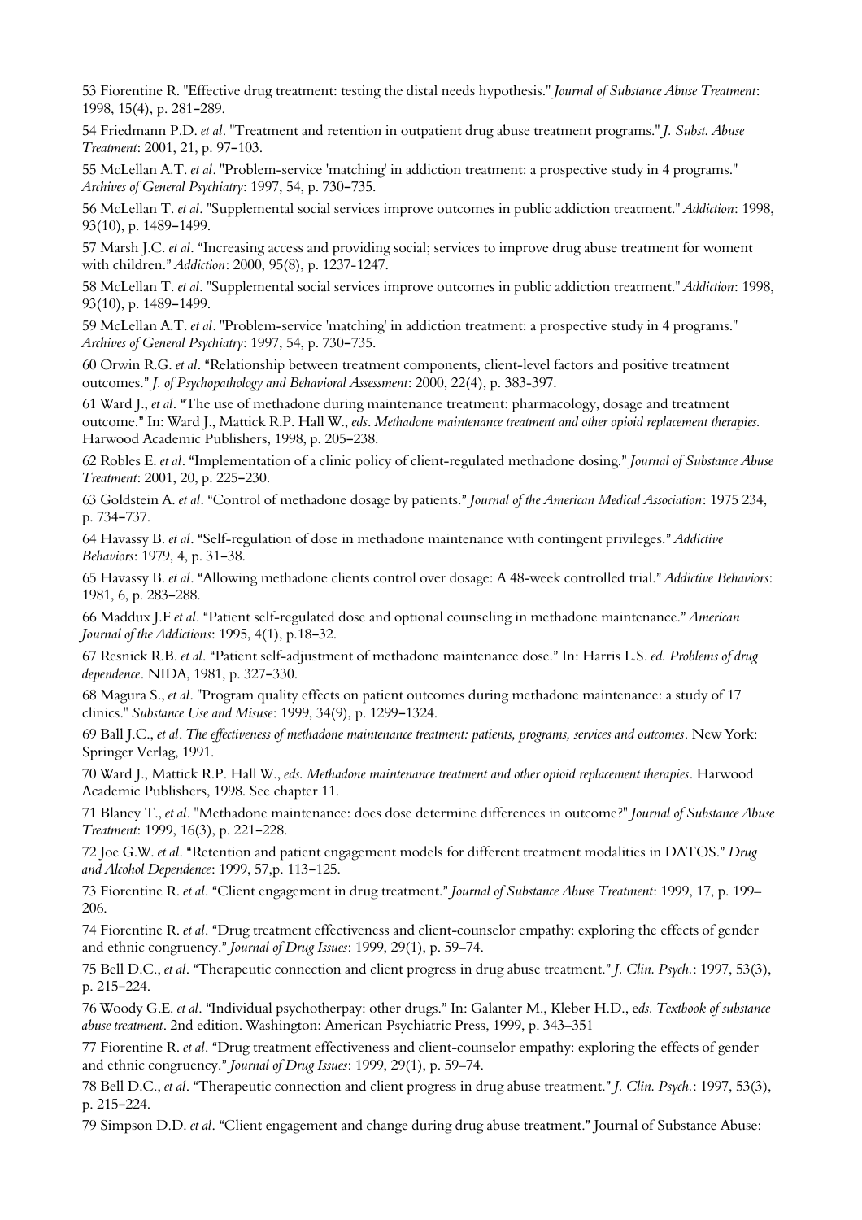53 Fiorentine R. "Effective drug treatment: testing the distal needs hypothesis." *Journal of Substance Abuse Treatment*: 1998, 15(4), p. 281–289.

54 Friedmann P.D. *et al*. "Treatment and retention in outpatient drug abuse treatment programs." *J. Subst. Abuse Treatment*: 2001, 21, p. 97–103.

55 McLellan A.T. *et al*. "Problem-service 'matching' in addiction treatment: a prospective study in 4 programs." *Archives of General Psychiatry*: 1997, 54, p. 730–735.

56 McLellan T. *et al*. "Supplemental social services improve outcomes in public addiction treatment." *Addiction*: 1998, 93(10), p. 1489–1499.

57 Marsh J.C. *et al*. "Increasing access and providing social; services to improve drug abuse treatment for woment with children." *Addiction*: 2000, 95(8), p. 1237-1247.

58 McLellan T. *et al*. "Supplemental social services improve outcomes in public addiction treatment." *Addiction*: 1998, 93(10), p. 1489–1499.

59 McLellan A.T. *et al*. "Problem-service 'matching' in addiction treatment: a prospective study in 4 programs." *Archives of General Psychiatry*: 1997, 54, p. 730–735.

60 Orwin R.G. *et al*. "Relationship between treatment components, client-level factors and positive treatment outcomes." *J. of Psychopathology and Behavioral Assessment*: 2000, 22(4), p. 383-397.

61 Ward J., *et al*. "The use of methadone during maintenance treatment: pharmacology, dosage and treatment outcome." In: Ward J., Mattick R.P. Hall W., *eds*. *Methadone maintenance treatment and other opioid replacement therapies.* Harwood Academic Publishers, 1998, p. 205–238.

62 Robles E. *et al*. "Implementation of a clinic policy of client-regulated methadone dosing." *Journal of Substance Abuse Treatment*: 2001, 20, p. 225–230.

63 Goldstein A. *et al*. "Control of methadone dosage by patients." *Journal of the American Medical Association*: 1975 234, p. 734–737.

64 Havassy B. *et al*. "Self-regulation of dose in methadone maintenance with contingent privileges." *Addictive Behaviors*: 1979, 4, p. 31–38.

65 Havassy B. *et al*. "Allowing methadone clients control over dosage: A 48-week controlled trial." *Addictive Behaviors*: 1981, 6, p. 283–288.

66 Maddux J.F *et al*. "Patient self-regulated dose and optional counseling in methadone maintenance." *American Journal of the Addictions*: 1995, 4(1), p.18–32.

67 Resnick R.B. *et al*. "Patient self-adjustment of methadone maintenance dose." In: Harris L.S. *ed. Problems of drug dependence*. NIDA, 1981, p. 327–330.

68 Magura S., *et al*. "Program quality effects on patient outcomes during methadone maintenance: a study of 17 clinics." *Substance Use and Misuse*: 1999, 34(9), p. 1299–1324.

69 Ball J.C., *et al*. *The effectiveness of methadone maintenance treatment: patients, programs, services and outcomes*. New York: Springer Verlag, 1991.

70 Ward J., Mattick R.P. Hall W., *eds. Methadone maintenance treatment and other opioid replacement therapies*. Harwood Academic Publishers, 1998. See chapter 11.

71 Blaney T., *et al*. "Methadone maintenance: does dose determine differences in outcome?" *Journal of Substance Abuse Treatment*: 1999, 16(3), p. 221–228.

72 Joe G.W. *et al*. "Retention and patient engagement models for different treatment modalities in DATOS." *Drug and Alcohol Dependence*: 1999, 57,p. 113–125.

73 Fiorentine R. *et al*. "Client engagement in drug treatment." *Journal of Substance Abuse Treatment*: 1999, 17, p. 199–206.

74 Fiorentine R. *et al*. "Drug treatment effectiveness and client-counselor empathy: exploring the effects of gender and ethnic congruency." *Journal of Drug Issues*: 1999, 29(1), p. 59–74.

75 Bell D.C., *et al*. "Therapeutic connection and client progress in drug abuse treatment." *J. Clin. Psych.*: 1997, 53(3), p. 215–224.

76 Woody G.E. *et al*. "Individual psychotherpay: other drugs." In: Galanter M., Kleber H.D., e*ds. Textbook of substance abuse treatment*. 2nd edition. Washington: American Psychiatric Press, 1999, p. 343–351

77 Fiorentine R. *et al*. "Drug treatment effectiveness and client-counselor empathy: exploring the effects of gender and ethnic congruency." *Journal of Drug Issues*: 1999, 29(1), p. 59–74.

78 Bell D.C., *et al*. "Therapeutic connection and client progress in drug abuse treatment." *J. Clin. Psych.*: 1997, 53(3), p. 215–224.

79 Simpson D.D. *et al*. "Client engagement and change during drug abuse treatment." Journal of Substance Abuse: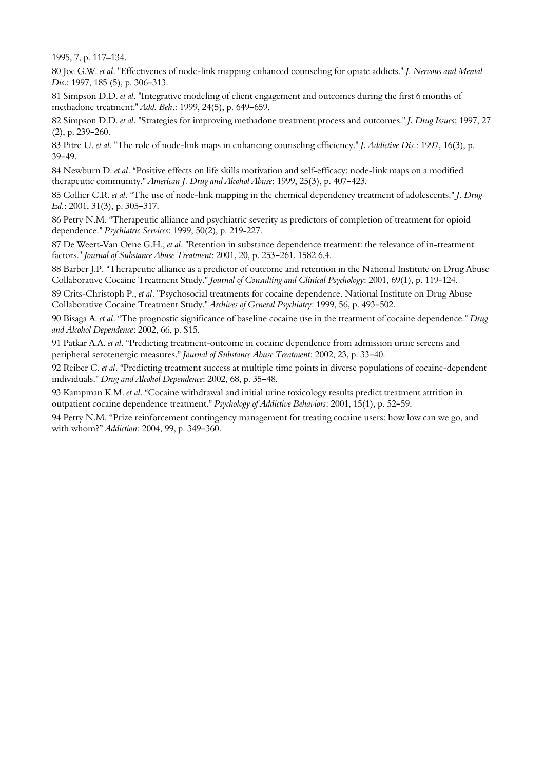1995, 7, p. 117–134.

80 Joe G.W. *et al*. "Effectivenes of node-link mapping enhanced counseling for opiate addicts." *J. Nervous and Mental Dis*.: 1997, 185 (5), p. 306–313.

81 Simpson D.D. *et al*. "Integrative modeling of client engagement and outcomes during the first 6 months of methadone treatment." *Add. Beh*.: 1999, 24(5), p. 649–659.

82 Simpson D.D. *et al*. "Strategies for improving methadone treatment process and outcomes." *J. Drug Issues*: 1997, 27 (2), p. 239–260.

83 Pitre U. *et al*. "The role of node-link maps in enhancing counseling efficiency." *J. Addictive Dis*.: 1997, 16(3), p. 39–49.

84 Newburn D. *et al*. "Positive effects on life skills motivation and self-efficacy: node-link maps on a modified therapeutic community." *American J. Drug and Alcohol Abuse*: 1999, 25(3), p. 407–423.

85 Collier C.R. *et al*. "The use of node-link mapping in the chemical dependency treatment of adolescents." *J. Drug Ed.*: 2001, 31(3), p. 305–317.

86 Petry N.M. "Therapeutic alliance and psychiatric severity as predictors of completion of treatment for opioid dependence." *Psychiatric Services*: 1999, 50(2), p. 219-227.

87 De Weert-Van Oene G.H., *et al*. "Retention in substance dependence treatment: the relevance of in-treatment factors." *Journal of Substance Abuse Treatment*: 2001, 20, p. 253–261. 1582 6.4.

88 Barber J.P. "Therapeutic alliance as a predictor of outcome and retention in the National Institute on Drug Abuse Collaborative Cocaine Treatment Study." *Journal of Consulting and Clinical Psychology*: 2001, 69(1), p. 119-124.

89 Crits-Christoph P., *et al*. "Psychosocial treatments for cocaine dependence. National Institute on Drug Abuse Collaborative Cocaine Treatment Study." *Archives of General Psychiatry*: 1999, 56, p. 493–502.

90 Bisaga A. *et al*. "The prognostic significance of baseline cocaine use in the treatment of cocaine dependence." *Drug and Alcohol Dependence*: 2002, 66, p. S15.

91 Patkar A.A. *et al*. "Predicting treatment-outcome in cocaine dependence from admission urine screens and peripheral serotenergic measures." *Journal of Substance Abuse Treatment*: 2002, 23, p. 33–40.

92 Reiber C. *et al*. "Predicting treatment success at multiple time points in diverse populations of cocaine-dependent individuals." *Drug and Alcohol Dependence*: 2002, 68, p. 35–48.

93 Kampman K.M. *et al*. "Cocaine withdrawal and initial urine toxicology results predict treatment attrition in outpatient cocaine dependence treatment." *Psychology of Addictive Behaviors*: 2001, 15(1), p. 52–59.

94 Petry N.M. "Prize reinforcement contingency management for treating cocaine users: how low can we go, and with whom?" *Addiction*: 2004, 99, p. 349–360.